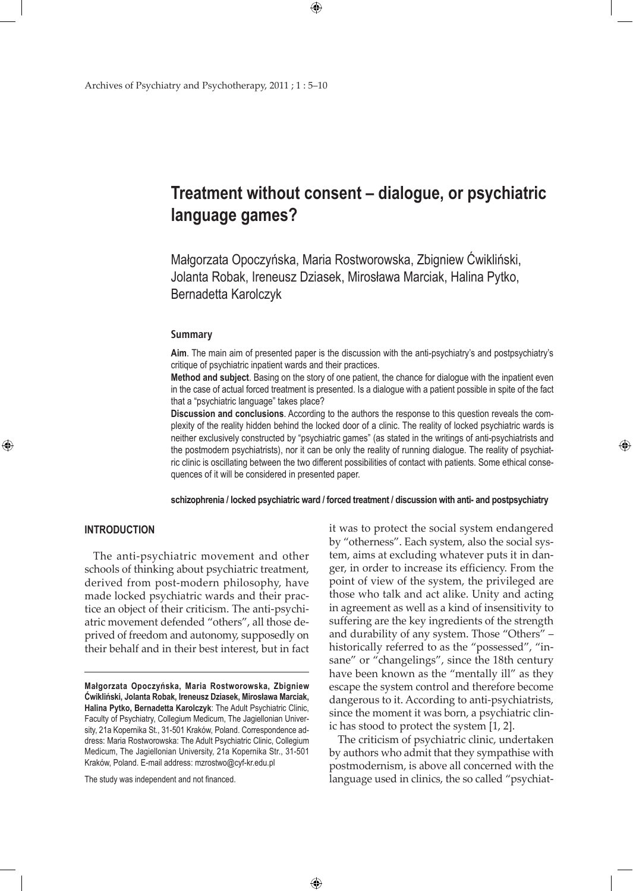# Treatment without consent – dialogue, or psychiatric language games?

Małgorzata Opoczyńska, Maria Rostworowska, Zbigniew Ćwikliński, Jolanta Robak, Ireneusz Dziasek, Mirosława Marciak, Halina Pytko, Bernadetta Karolczyk

### Summary

**Aim**. The main aim of presented paper is the discussion with the anti-psychiatry's and postpsychiatry's critique of psychiatric inpatient wards and their practices.

**Method and subject**. Basing on the story of one patient, the chance for dialogue with the inpatient even in the case of actual forced treatment is presented. Is a dialogue with a patient possible in spite of the fact that a "psychiatric language" takes place?

**Discussion and conclusions**. According to the authors the response to this question reveals the complexity of the reality hidden behind the locked door of a clinic. The reality of locked psychiatric wards is neither exclusively constructed by "psychiatric games" (as stated in the writings of anti-psychiatrists and the postmodern psychiatrists), nor it can be only the reality of running dialogue. The reality of psychiatric clinic is oscillating between the two different possibilities of contact with patients. Some ethical consequences of it will be considered in presented paper.

**schizophrenia / locked psychiatric ward / forced treatment / discussion with anti- and postpsychiatry**

## INTRODUCTION

The anti-psychiatric movement and other schools of thinking about psychiatric treatment, derived from post-modern philosophy, have made locked psychiatric wards and their practice an object of their criticism. The anti-psychiatric movement defended "others", all those deprived of freedom and autonomy, supposedly on their behalf and in their best interest, but in fact it was to protect the social system endangered by "otherness". Each system, also the social system, aims at excluding whatever puts it in danger, in order to increase its efficiency. From the point of view of the system, the privileged are those who talk and act alike. Unity and acting in agreement as well as a kind of insensitivity to suffering are the key ingredients of the strength and durability of any system. Those "Others" – historically referred to as the "possessed", "insane" or "changelings", since the 18th century have been known as the "mentally ill" as they escape the system control and therefore become dangerous to it. According to anti-psychiatrists, since the moment it was born, a psychiatric clinic has stood to protect the system [1, 2].

The criticism of psychiatric clinic, undertaken by authors who admit that they sympathise with postmodernism, is above all concerned with the language used in clinics, the so called "psychiat-

---

**Małgorzata Opoczyńska, Maria Rostworowska, Zbigniew Ćwikliński, Jolanta Robak, Ireneusz Dziasek, Mirosława Marciak, Halina Pytko, Bernadetta Karolczyk**: The Adult Psychiatric Clinic, Faculty of Psychiatry, Collegium Medicum, The Jagiellonian University, 21a Kopernika St., 31-501 Kraków, Poland. Correspondence address: Maria Rostworowska: The Adult Psychiatric Clinic, Collegium Medicum, The Jagiellonian University, 21a Kopernika Str., 31-501 Kraków, Poland. E-mail address: mzrostwo@cyf-kr.edu.pl

The study was independent and not financed.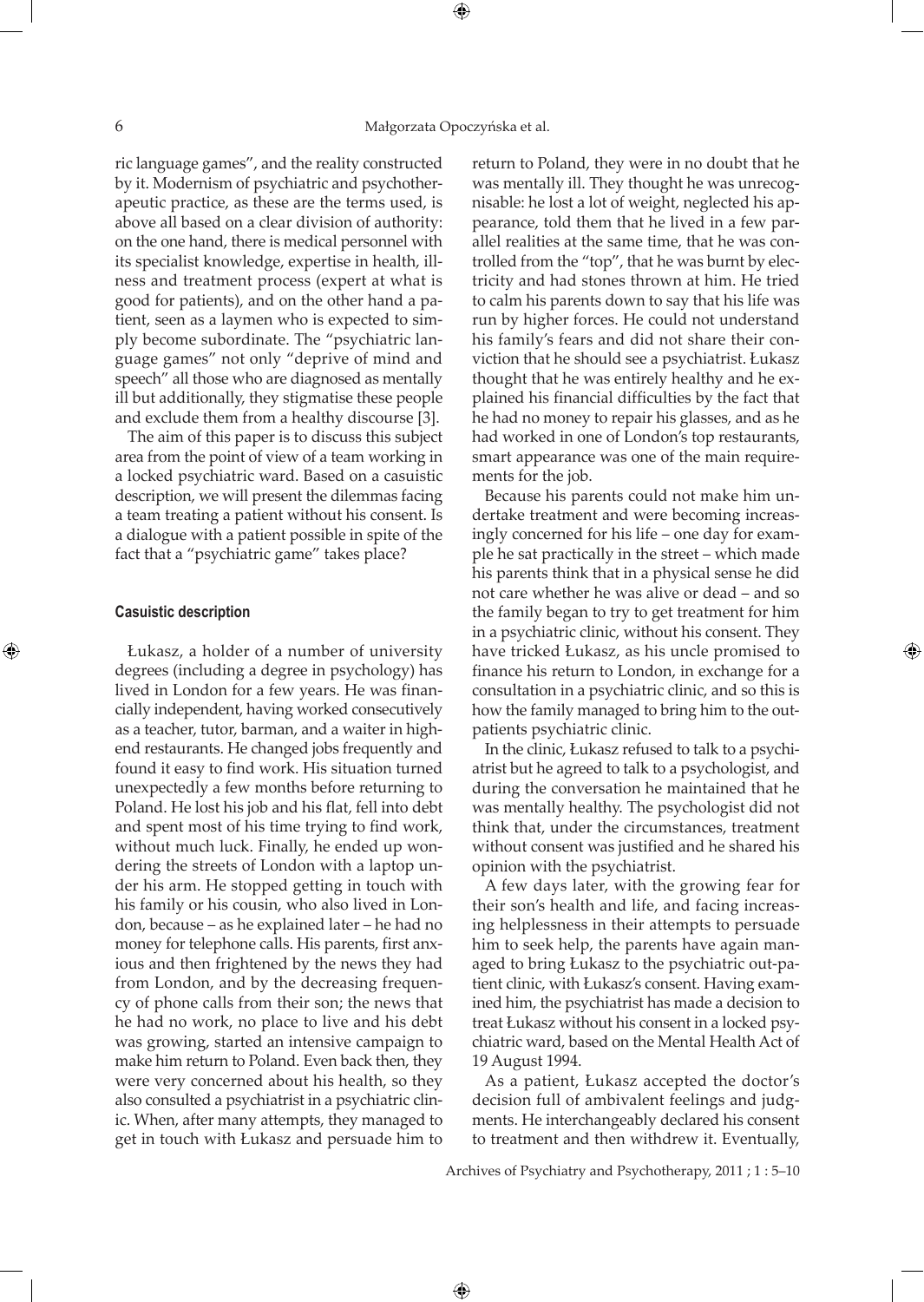ric language games", and the reality constructed by it. Modernism of psychiatric and psychotherapeutic practice, as these are the terms used, is above all based on a clear division of authority: on the one hand, there is medical personnel with its specialist knowledge, expertise in health, illness and treatment process (expert at what is good for patients), and on the other hand a patient, seen as a laymen who is expected to simply become subordinate. The "psychiatric language games" not only "deprive of mind and speech" all those who are diagnosed as mentally ill but additionally, they stigmatise these people and exclude them from a healthy discourse [3].

The aim of this paper is to discuss this subject area from the point of view of a team working in a locked psychiatric ward. Based on a casuistic description, we will present the dilemmas facing a team treating a patient without his consent. Is a dialogue with a patient possible in spite of the fact that a "psychiatric game" takes place?

#### Casuistic description

Łukasz, a holder of a number of university degrees (including a degree in psychology) has lived in London for a few years. He was financially independent, having worked consecutively as a teacher, tutor, barman, and a waiter in high-end restaurants. He changed jobs frequently and found it easy to find work. His situation turned unexpectedly a few months before returning to Poland. He lost his job and his flat, fell into debt and spent most of his time trying to find work, without much luck. Finally, he ended up wondering the streets of London with a laptop under his arm. He stopped getting in touch with his family or his cousin, who also lived in London, because – as he explained later – he had no money for telephone calls. His parents, first anxious and then frightened by the news they had from London, and by the decreasing frequency of phone calls from their son; the news that he had no work, no place to live and his debt was growing, started an intensive campaign to make him return to Poland. Even back then, they were very concerned about his health, so they also consulted a psychiatrist in a psychiatric clinic. When, after many attempts, they managed to get in touch with Łukasz and persuade him to return to Poland, they were in no doubt that he was mentally ill. They thought he was unrecognisable: he lost a lot of weight, neglected his appearance, told them that he lived in a few parallel realities at the same time, that he was controlled from the "top", that he was burnt by electricity and had stones thrown at him. He tried to calm his parents down to say that his life was run by higher forces. He could not understand his family's fears and did not share their conviction that he should see a psychiatrist. Łukasz thought that he was entirely healthy and he explained his financial difficulties by the fact that he had no money to repair his glasses, and as he had worked in one of London's top restaurants, smart appearance was one of the main requirements for the job.

Because his parents could not make him undertake treatment and were becoming increasingly concerned for his life – one day for example he sat practically in the street – which made his parents think that in a physical sense he did not care whether he was alive or dead – and so the family began to try to get treatment for him in a psychiatric clinic, without his consent. They have tricked Łukasz, as his uncle promised to finance his return to London, in exchange for a consultation in a psychiatric clinic, and so this is how the family managed to bring him to the outpatients psychiatric clinic.

In the clinic, Łukasz refused to talk to a psychiatrist but he agreed to talk to a psychologist, and during the conversation he maintained that he was mentally healthy. The psychologist did not think that, under the circumstances, treatment without consent was justified and he shared his opinion with the psychiatrist.

A few days later, with the growing fear for their son's health and life, and facing increasing helplessness in their attempts to persuade him to seek help, the parents have again managed to bring Łukasz to the psychiatric out-patient clinic, with Łukasz's consent. Having examined him, the psychiatrist has made a decision to treat Łukasz without his consent in a locked psychiatric ward, based on the Mental Health Act of 19 August 1994.

As a patient, Łukasz accepted the doctor's decision full of ambivalent feelings and judgments. He interchangeably declared his consent to treatment and then withdrew it. Eventually,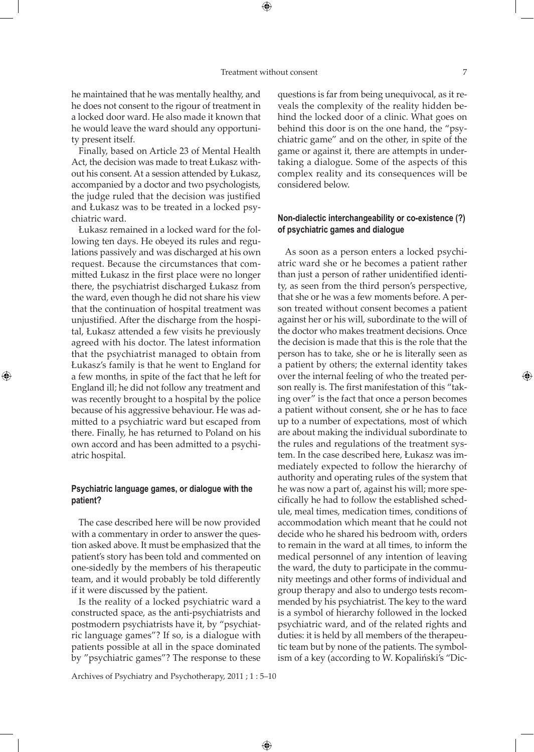he maintained that he was mentally healthy, and he does not consent to the rigour of treatment in a locked door ward. He also made it known that he would leave the ward should any opportunity present itself.

Finally, based on Article 23 of Mental Health Act, the decision was made to treat Łukasz without his consent. At a session attended by Łukasz, accompanied by a doctor and two psychologists, the judge ruled that the decision was justified and Łukasz was to be treated in a locked psychiatric ward.

Łukasz remained in a locked ward for the following ten days. He obeyed its rules and regulations passively and was discharged at his own request. Because the circumstances that committed Łukasz in the first place were no longer there, the psychiatrist discharged Łukasz from the ward, even though he did not share his view that the continuation of hospital treatment was unjustified. After the discharge from the hospital, Łukasz attended a few visits he previously agreed with his doctor. The latest information that the psychiatrist managed to obtain from Łukasz's family is that he went to England for a few months, in spite of the fact that he left for England ill; he did not follow any treatment and was recently brought to a hospital by the police because of his aggressive behaviour. He was admitted to a psychiatric ward but escaped from there. Finally, he has returned to Poland on his own accord and has been admitted to a psychiatric hospital.

### Psychiatric language games, or dialogue with the patient?

The case described here will be now provided with a commentary in order to answer the question asked above. It must be emphasized that the patient's story has been told and commented on one-sidedly by the members of his therapeutic team, and it would probably be told differently if it were discussed by the patient.

Is the reality of a locked psychiatric ward a constructed space, as the anti-psychiatrists and postmodern psychiatrists have it, by "psychiatric language games"? If so, is a dialogue with patients possible at all in the space dominated by "psychiatric games"? The response to these questions is far from being unequivocal, as it reveals the complexity of the reality hidden behind the locked door of a clinic. What goes on behind this door is on the one hand, the "psychiatric game" and on the other, in spite of the game or against it, there are attempts in undertaking a dialogue. Some of the aspects of this complex reality and its consequences will be considered below.

### Non-dialectic interchangeability or co-existence (?) of psychiatric games and dialogue

As soon as a person enters a locked psychiatric ward she or he becomes a patient rather than just a person of rather unidentified identity, as seen from the third person's perspective, that she or he was a few moments before. A person treated without consent becomes a patient against her or his will, subordinate to the will of the doctor who makes treatment decisions. Once the decision is made that this is the role that the person has to take, she or he is literally seen as a patient by others; the external identity takes over the internal feeling of who the treated person really is. The first manifestation of this "taking over" is the fact that once a person becomes a patient without consent, she or he has to face up to a number of expectations, most of which are about making the individual subordinate to the rules and regulations of the treatment system. In the case described here, Łukasz was immediately expected to follow the hierarchy of authority and operating rules of the system that he was now a part of, against his will; more specifically he had to follow the established schedule, meal times, medication times, conditions of accommodation which meant that he could not decide who he shared his bedroom with, orders to remain in the ward at all times, to inform the medical personnel of any intention of leaving the ward, the duty to participate in the community meetings and other forms of individual and group therapy and also to undergo tests recommended by his psychiatrist. The key to the ward is a symbol of hierarchy followed in the locked psychiatric ward, and of the related rights and duties: it is held by all members of the therapeutic team but by none of the patients. The symbolism of a key (according to W. Kopaliński's "Dic-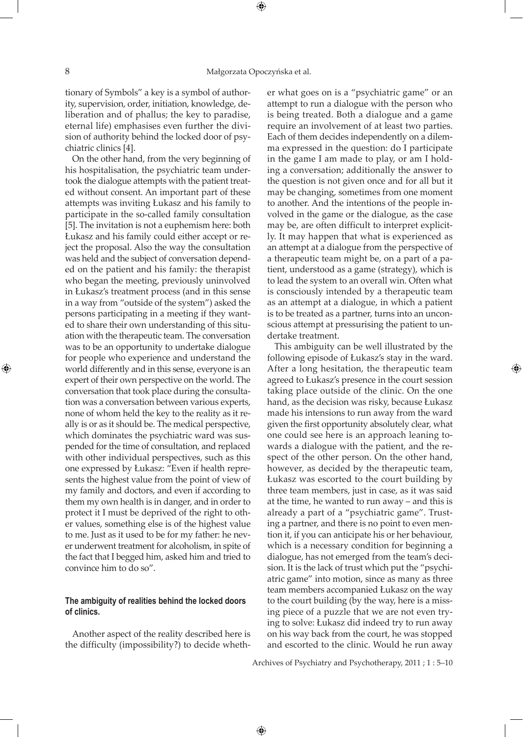tionary of Symbols" a key is a symbol of authority, supervision, order, initiation, knowledge, deliberation and of phallus; the key to paradise, eternal life) emphasises even further the division of authority behind the locked door of psychiatric clinics [4].

On the other hand, from the very beginning of his hospitalisation, the psychiatric team undertook the dialogue attempts with the patient treated without consent. An important part of these attempts was inviting Łukasz and his family to participate in the so-called family consultation [5]. The invitation is not a euphemism here: both Łukasz and his family could either accept or reject the proposal. Also the way the consultation was held and the subject of conversation depended on the patient and his family: the therapist who began the meeting, previously uninvolved in Łukasz's treatment process (and in this sense in a way from "outside of the system") asked the persons participating in a meeting if they wanted to share their own understanding of this situation with the therapeutic team. The conversation was to be an opportunity to undertake dialogue for people who experience and understand the world differently and in this sense, everyone is an expert of their own perspective on the world. The conversation that took place during the consultation was a conversation between various experts, none of whom held the key to the reality as it really is or as it should be. The medical perspective, which dominates the psychiatric ward was suspended for the time of consultation, and replaced with other individual perspectives, such as this one expressed by Łukasz: "Even if health represents the highest value from the point of view of my family and doctors, and even if according to them my own health is in danger, and in order to protect it I must be deprived of the right to other values, something else is of the highest value to me. Just as it used to be for my father: he never underwent treatment for alcoholism, in spite of the fact that I begged him, asked him and tried to convince him to do so".

#### The ambiguity of realities behind the locked doors of clinics.

Another aspect of the reality described here is the difficulty (impossibility?) to decide whether what goes on is a "psychiatric game" or an attempt to run a dialogue with the person who is being treated. Both a dialogue and a game require an involvement of at least two parties. Each of them decides independently on a dilemma expressed in the question: do I participate in the game I am made to play, or am I holding a conversation; additionally the answer to the question is not given once and for all but it may be changing, sometimes from one moment to another. And the intentions of the people involved in the game or the dialogue, as the case may be, are often difficult to interpret explicitly. It may happen that what is experienced as an attempt at a dialogue from the perspective of a therapeutic team might be, on a part of a patient, understood as a game (strategy), which is to lead the system to an overall win. Often what is consciously intended by a therapeutic team as an attempt at a dialogue, in which a patient is to be treated as a partner, turns into an unconscious attempt at pressurising the patient to undertake treatment.

This ambiguity can be well illustrated by the following episode of Łukasz's stay in the ward. After a long hesitation, the therapeutic team agreed to Łukasz's presence in the court session taking place outside of the clinic. On the one hand, as the decision was risky, because Łukasz made his intensions to run away from the ward given the first opportunity absolutely clear, what one could see here is an approach leaning towards a dialogue with the patient, and the respect of the other person. On the other hand, however, as decided by the therapeutic team, Łukasz was escorted to the court building by three team members, just in case, as it was said at the time, he wanted to run away – and this is already a part of a "psychiatric game". Trusting a partner, and there is no point to even mention it, if you can anticipate his or her behaviour, which is a necessary condition for beginning a dialogue, has not emerged from the team's decision. It is the lack of trust which put the "psychiatric game" into motion, since as many as three team members accompanied Łukasz on the way to the court building (by the way, here is a missing piece of a puzzle that we are not even trying to solve: Łukasz did indeed try to run away on his way back from the court, he was stopped and escorted to the clinic. Would he run away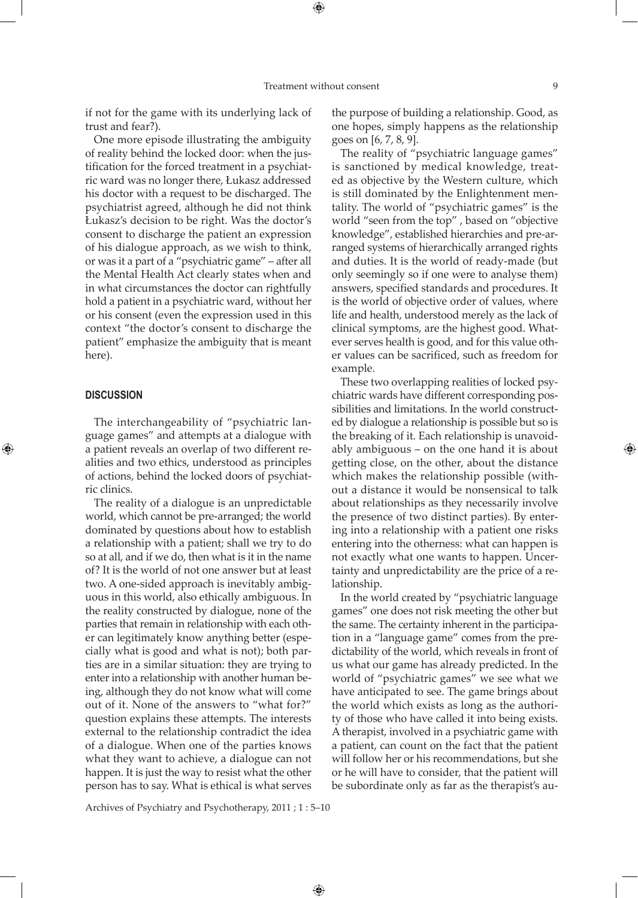if not for the game with its underlying lack of trust and fear?).

One more episode illustrating the ambiguity of reality behind the locked door: when the justification for the forced treatment in a psychiatric ward was no longer there, Łukasz addressed his doctor with a request to be discharged. The psychiatrist agreed, although he did not think Łukasz's decision to be right. Was the doctor's consent to discharge the patient an expression of his dialogue approach, as we wish to think, or was it a part of a "psychiatric game" – after all the Mental Health Act clearly states when and in what circumstances the doctor can rightfully hold a patient in a psychiatric ward, without her or his consent (even the expression used in this context "the doctor's consent to discharge the patient" emphasize the ambiguity that is meant here).

## DISCUSSION

The interchangeability of "psychiatric language games" and attempts at a dialogue with a patient reveals an overlap of two different realities and two ethics, understood as principles of actions, behind the locked doors of psychiatric clinics.

The reality of a dialogue is an unpredictable world, which cannot be pre-arranged; the world dominated by questions about how to establish a relationship with a patient; shall we try to do so at all, and if we do, then what is it in the name of? It is the world of not one answer but at least two. A one-sided approach is inevitably ambiguous in this world, also ethically ambiguous. In the reality constructed by dialogue, none of the parties that remain in relationship with each other can legitimately know anything better (especially what is good and what is not); both parties are in a similar situation: they are trying to enter into a relationship with another human being, although they do not know what will come out of it. None of the answers to "what for?" question explains these attempts. The interests external to the relationship contradict the idea of a dialogue. When one of the parties knows what they want to achieve, a dialogue can not happen. It is just the way to resist what the other person has to say. What is ethical is what serves the purpose of building a relationship. Good, as one hopes, simply happens as the relationship goes on [6, 7, 8, 9].

The reality of "psychiatric language games" is sanctioned by medical knowledge, treated as objective by the Western culture, which is still dominated by the Enlightenment mentality. The world of "psychiatric games" is the world "seen from the top" , based on "objective knowledge", established hierarchies and pre-arranged systems of hierarchically arranged rights and duties. It is the world of ready-made (but only seemingly so if one were to analyse them) answers, specified standards and procedures. It is the world of objective order of values, where life and health, understood merely as the lack of clinical symptoms, are the highest good. Whatever serves health is good, and for this value other values can be sacrificed, such as freedom for example.

These two overlapping realities of locked psychiatric wards have different corresponding possibilities and limitations. In the world constructed by dialogue a relationship is possible but so is the breaking of it. Each relationship is unavoidably ambiguous – on the one hand it is about getting close, on the other, about the distance which makes the relationship possible (without a distance it would be nonsensical to talk about relationships as they necessarily involve the presence of two distinct parties). By entering into a relationship with a patient one risks entering into the otherness: what can happen is not exactly what one wants to happen. Uncertainty and unpredictability are the price of a relationship.

In the world created by "psychiatric language games" one does not risk meeting the other but the same. The certainty inherent in the participation in a "language game" comes from the predictability of the world, which reveals in front of us what our game has already predicted. In the world of "psychiatric games" we see what we have anticipated to see. The game brings about the world which exists as long as the authority of those who have called it into being exists. A therapist, involved in a psychiatric game with a patient, can count on the fact that the patient will follow her or his recommendations, but she or he will have to consider, that the patient will be subordinate only as far as the therapist's au-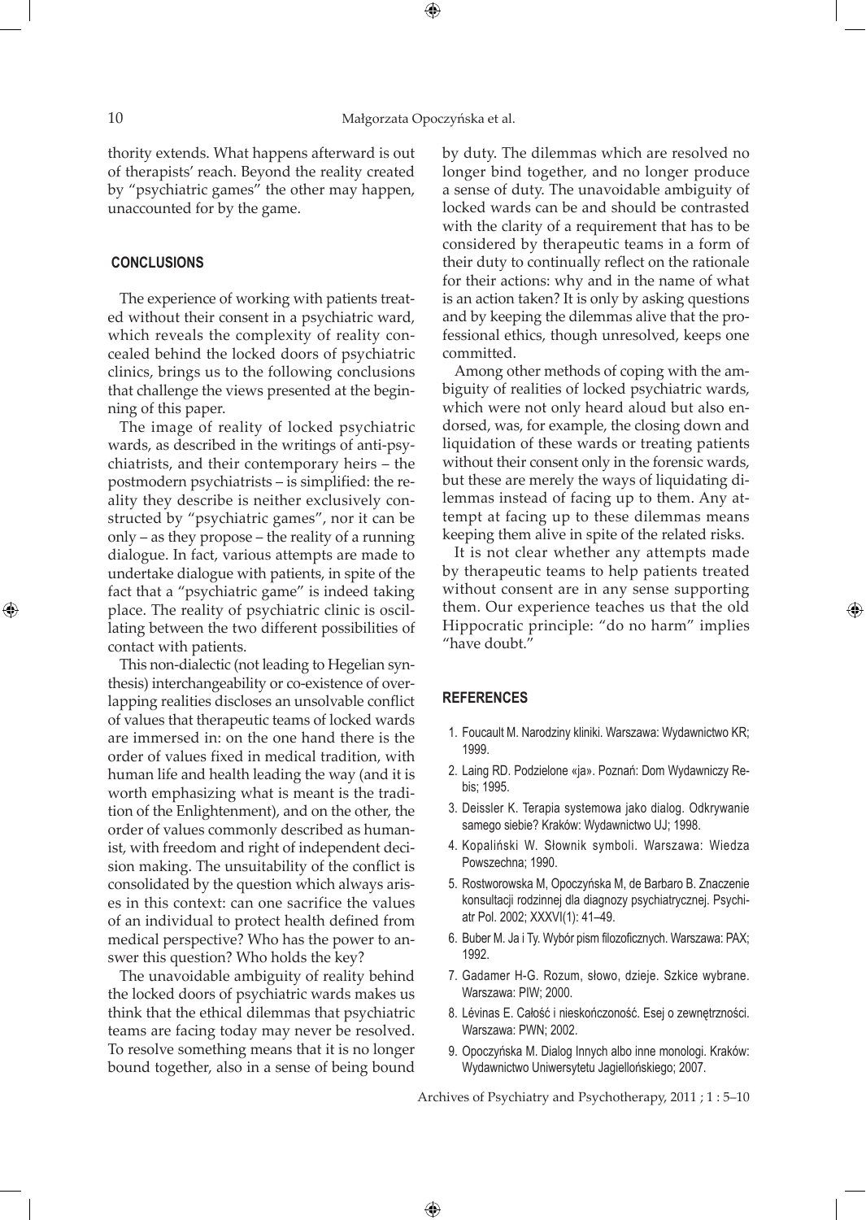thority extends. What happens afterward is out of therapists' reach. Beyond the reality created by "psychiatric games" the other may happen, unaccounted for by the game.

## CONCLUSIONS

The experience of working with patients treated without their consent in a psychiatric ward, which reveals the complexity of reality concealed behind the locked doors of psychiatric clinics, brings us to the following conclusions that challenge the views presented at the beginning of this paper.

The image of reality of locked psychiatric wards, as described in the writings of anti-psychiatrists, and their contemporary heirs – the postmodern psychiatrists – is simplified: the reality they describe is neither exclusively constructed by "psychiatric games", nor it can be only – as they propose – the reality of a running dialogue. In fact, various attempts are made to undertake dialogue with patients, in spite of the fact that a "psychiatric game" is indeed taking place. The reality of psychiatric clinic is oscillating between the two different possibilities of contact with patients.

This non-dialectic (not leading to Hegelian synthesis) interchangeability or co-existence of overlapping realities discloses an unsolvable conflict of values that therapeutic teams of locked wards are immersed in: on the one hand there is the order of values fixed in medical tradition, with human life and health leading the way (and it is worth emphasizing what is meant is the tradition of the Enlightenment), and on the other, the order of values commonly described as humanist, with freedom and right of independent decision making. The unsuitability of the conflict is consolidated by the question which always arises in this context: can one sacrifice the values of an individual to protect health defined from medical perspective? Who has the power to answer this question? Who holds the key?

The unavoidable ambiguity of reality behind the locked doors of psychiatric wards makes us think that the ethical dilemmas that psychiatric teams are facing today may never be resolved. To resolve something means that it is no longer bound together, also in a sense of being bound by duty. The dilemmas which are resolved no longer bind together, and no longer produce a sense of duty. The unavoidable ambiguity of locked wards can be and should be contrasted with the clarity of a requirement that has to be considered by therapeutic teams in a form of their duty to continually reflect on the rationale for their actions: why and in the name of what is an action taken? It is only by asking questions and by keeping the dilemmas alive that the professional ethics, though unresolved, keeps one committed.

Among other methods of coping with the ambiguity of realities of locked psychiatric wards, which were not only heard aloud but also endorsed, was, for example, the closing down and liquidation of these wards or treating patients without their consent only in the forensic wards, but these are merely the ways of liquidating dilemmas instead of facing up to them. Any attempt at facing up to these dilemmas means keeping them alive in spite of the related risks.

It is not clear whether any attempts made by therapeutic teams to help patients treated without consent are in any sense supporting them. Our experience teaches us that the old Hippocratic principle: "do no harm" implies "have doubt."

## REFERENCES

1. Foucault M. Narodziny kliniki. Warszawa: Wydawnictwo KR; 1999.
2. Laing RD. Podzielone «ja». Poznań: Dom Wydawniczy Rebis; 1995.
3. Deissler K. Terapia systemowa jako dialog. Odkrywanie samego siebie? Kraków: Wydawnictwo UJ; 1998.
4. Kopaliński W. Słownik symboli. Warszawa: Wiedza Powszechna; 1990.
5. Rostworowska M, Opoczyńska M, de Barbaro B. Znaczenie konsultacji rodzinnej dla diagnozy psychiatrycznej. Psychiatr Pol. 2002; XXXVI(1): 41–49.
6. Buber M. Ja i Ty. Wybór pism filozoficznych. Warszawa: PAX; 1992.
7. Gadamer H-G. Rozum, słowo, dzieje. Szkice wybrane. Warszawa: PIW; 2000.
8. Lévinas E. Całość i nieskończoność. Esej o zewnętrzności. Warszawa: PWN; 2002.
9. Opoczyńska M. Dialog Innych albo inne monologi. Kraków: Wydawnictwo Uniwersytetu Jagiellońskiego; 2007.